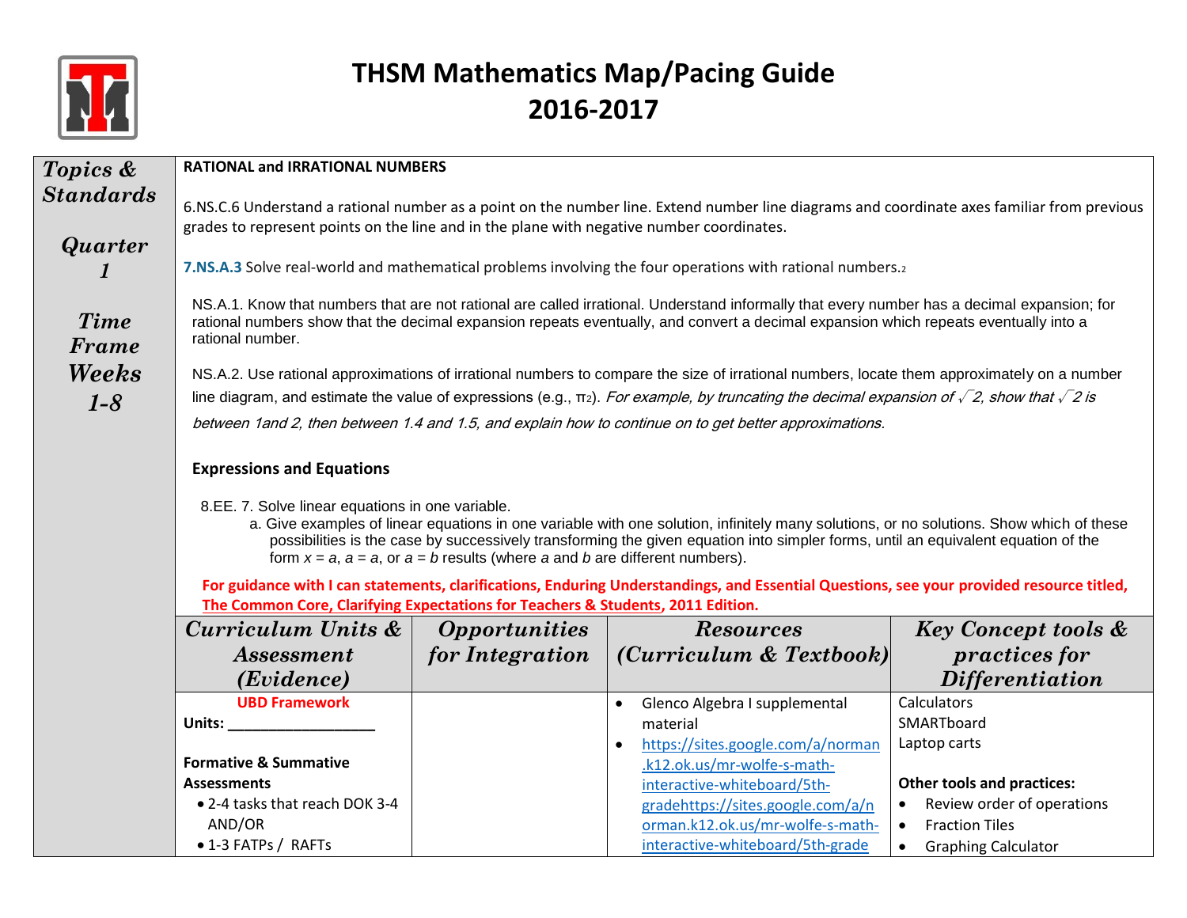# THSM Mathematics Map/Pacing Guide
# 2016-2017

| *Topics & Standards* *Quarter 1* *Time Frame Weeks 1-8* | **RATIONAL and IRRATIONAL NUMBERS**<br><br>6.NS.C.6 Understand a rational number as a point on the number line. Extend number line diagrams and coordinate axes familiar from previous grades to represent points on the line and in the plane with negative number coordinates.<br><br>**7.NS.A.3** Solve real-world and mathematical problems involving the four operations with rational numbers.[2]<br><br>NS.A.1. Know that numbers that are not rational are called irrational. Understand informally that every number has a decimal expansion; for rational numbers show that the decimal expansion repeats eventually, and convert a decimal expansion which repeats eventually into a rational number.<br><br>NS.A.2. Use rational approximations of irrational numbers to compare the size of irrational numbers, locate them approximately on a number line diagram, and estimate the value of expressions (e.g., $\pi^2$). *For example, by truncating the decimal expansion of $\sqrt{2}$, show that $\sqrt{2}$ is between 1and 2, then between 1.4 and 1.5, and explain how to continue on to get better approximations.*<br><br>**Expressions and Equations**<br><br>8.EE. 7. Solve linear equations in one variable.<br>a. Give examples of linear equations in one variable with one solution, infinitely many solutions, or no solutions. Show which of these possibilities is the case by successively transforming the given equation into simpler forms, until an equivalent equation of the form $x = a$, $a = a$, or $a = b$ results (where $a$ and $b$ are different numbers).<br><br>**For guidance with I can statements, clarifications, Enduring Understandings, and Essential Questions, see your provided resource titled, The Common Core, Clarifying Expectations for Teachers & Students, 2011 Edition.** |
|---|---|

| *Curriculum Units & Assessment (Evidence)* | *Opportunities for Integration* | *Resources (Curriculum & Textbook)* | *Key Concept tools & practices for Differentiation* |
|---|---|---|---|
| **UBD Framework**<br>**Units:** ___________________<br><br>**Formative & Summative Assessments**<br>• 2-4 tasks that reach DOK 3-4 AND/OR<br>• 1-3 FATPs / RAFTs | | • Glenco Algebra I supplemental material<br>• https://sites.google.com/a/norman.k12.ok.us/mr-wolfe-s-math-interactive-whiteboard/5th-gradehttps://sites.google.com/a/norman.k12.ok.us/mr-wolfe-s-math-interactive-whiteboard/5th-grade | Calculators<br>SMARTboard<br>Laptop carts<br><br>**Other tools and practices:**<br>• Review order of operations<br>• Fraction Tiles<br>• Graphing Calculator |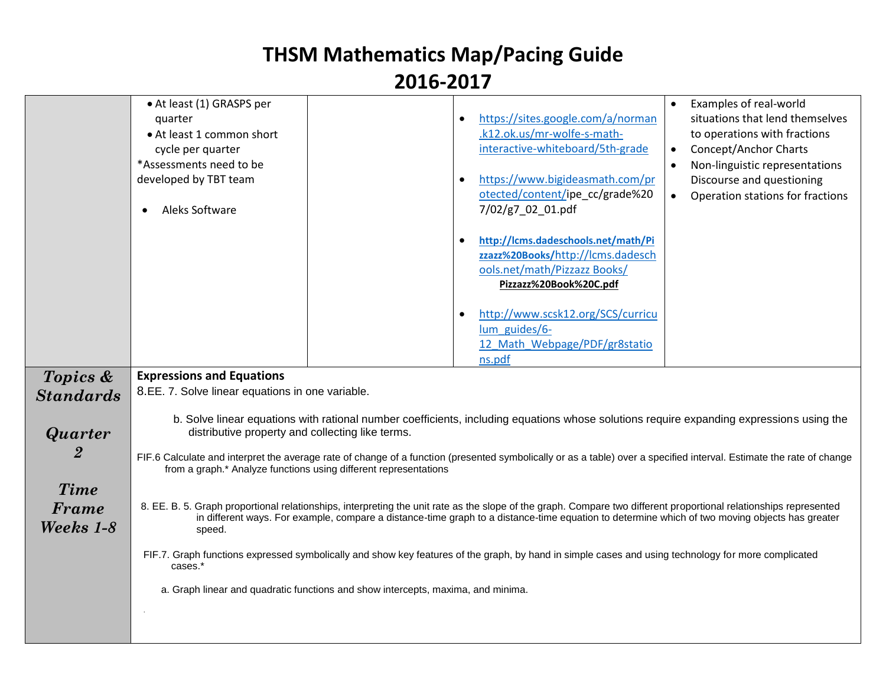# THSM Mathematics Map/Pacing Guide

# 2016-2017

| | | | | |
|---|---|---|---|---|
| | • At least (1) GRASPS per quarter<br>• At least 1 common short cycle per quarter<br>*Assessments need to be developed by TBT team<br><br>• Aleks Software | | • https://sites.google.com/a/norman.k12.ok.us/mr-wolfe-s-math-interactive-whiteboard/5th-grade<br><br>• https://www.bigideasmath.com/protected/content/ipe_cc/grade%207/02/g7_02_01.pdf<br><br>• **http://lcms.dadeschools.net/math/Pizzazz%20Books/**http://lcms.dadeschools.net/math/Pizzazz Books/ **Pizzazz%20Book%20C.pdf**<br><br>• http://www.scsk12.org/SCS/curriculum_guides/6-12_Math_Webpage/PDF/gr8stations.pdf | • Examples of real-world situations that lend themselves to operations with fractions<br>• Concept/Anchor Charts<br>• Non-linguistic representations Discourse and questioning<br>• Operation stations for fractions |
| ***Topics & Standards***<br><br>***Quarter 2***<br><br>***Time Frame Weeks 1-8*** | **Expressions and Equations**<br>8.EE. 7. Solve linear equations in one variable.<br><br>b. Solve linear equations with rational number coefficients, including equations whose solutions require expanding expressions using the distributive property and collecting like terms.<br><br>FIF.6 Calculate and interpret the average rate of change of a function (presented symbolically or as a table) over a specified interval. Estimate the rate of change from a graph.* Analyze functions using different representations<br><br>8. EE. B. 5. Graph proportional relationships, interpreting the unit rate as the slope of the graph. Compare two different proportional relationships represented in different ways. For example, compare a distance-time graph to a distance-time equation to determine which of two moving objects has greater speed.<br><br>FIF.7. Graph functions expressed symbolically and show key features of the graph, by hand in simple cases and using technology for more complicated cases.*<br><br>a. Graph linear and quadratic functions and show intercepts, maxima, and minima. | | | |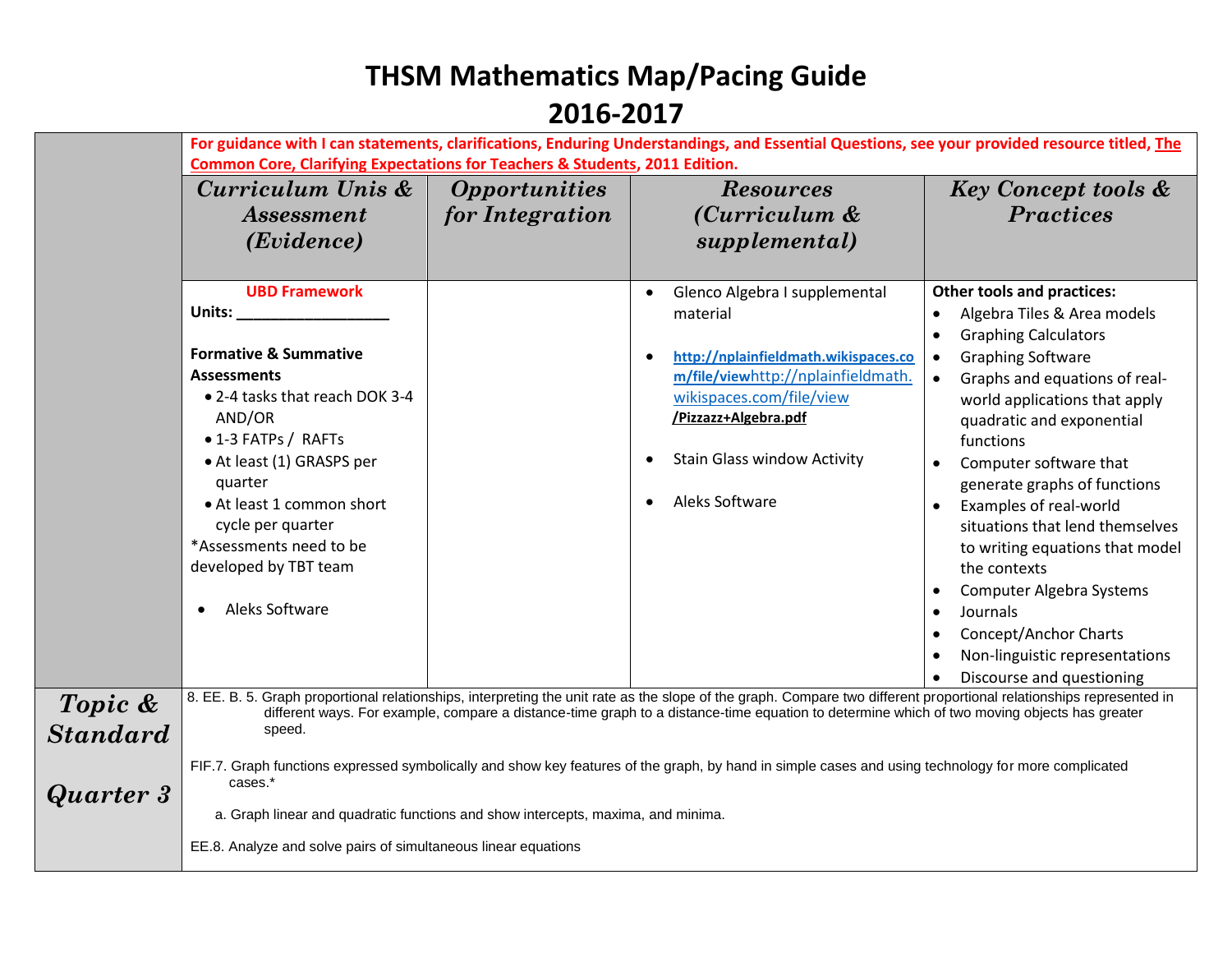# THSM Mathematics Map/Pacing Guide
# 2016-2017

| | Curriculum Unis & Assessment (Evidence) | Opportunities for Integration | Resources (Curriculum & supplemental) | Key Concept tools & Practices |
|---|---|---|---|---|
| | **For guidance with I can statements, clarifications, Enduring Understandings, and Essential Questions, see your provided resource titled, The Common Core, Clarifying Expectations for Teachers & Students, 2011 Edition.** | | | |
| | **UBD Framework**<br>**Units: ________________**<br><br>**Formative & Summative Assessments**<br>• 2-4 tasks that reach DOK 3-4 AND/OR<br>• 1-3 FATPs / RAFTs<br>• At least (1) GRASPS per quarter<br>• At least 1 common short cycle per quarter<br>*Assessments need to be developed by TBT team<br><br>• Aleks Software | | • Glenco Algebra I supplemental material<br><br>• **http://nplainfieldmath.wikispaces.com/file/view**http://nplainfieldmath.wikispaces.com/file/view **/Pizzazz+Algebra.pdf**<br><br>• Stain Glass window Activity<br><br>• Aleks Software | **Other tools and practices:**<br>• Algebra Tiles & Area models<br>• Graphing Calculators<br>• Graphing Software<br>• Graphs and equations of real-world applications that apply quadratic and exponential functions<br>• Computer software that generate graphs of functions<br>• Examples of real-world situations that lend themselves to writing equations that model the contexts<br>• Computer Algebra Systems<br>• Journals<br>• Concept/Anchor Charts<br>• Non-linguistic representations<br>• Discourse and questioning |
| ***Topic & Standard***<br><br>***Quarter 3*** | 8. EE. B. 5. Graph proportional relationships, interpreting the unit rate as the slope of the graph. Compare two different proportional relationships represented in different ways. For example, compare a distance-time graph to a distance-time equation to determine which of two moving objects has greater speed.<br><br>FIF.7. Graph functions expressed symbolically and show key features of the graph, by hand in simple cases and using technology for more complicated cases.*<br><br>a. Graph linear and quadratic functions and show intercepts, maxima, and minima.<br><br>EE.8. Analyze and solve pairs of simultaneous linear equations | | | |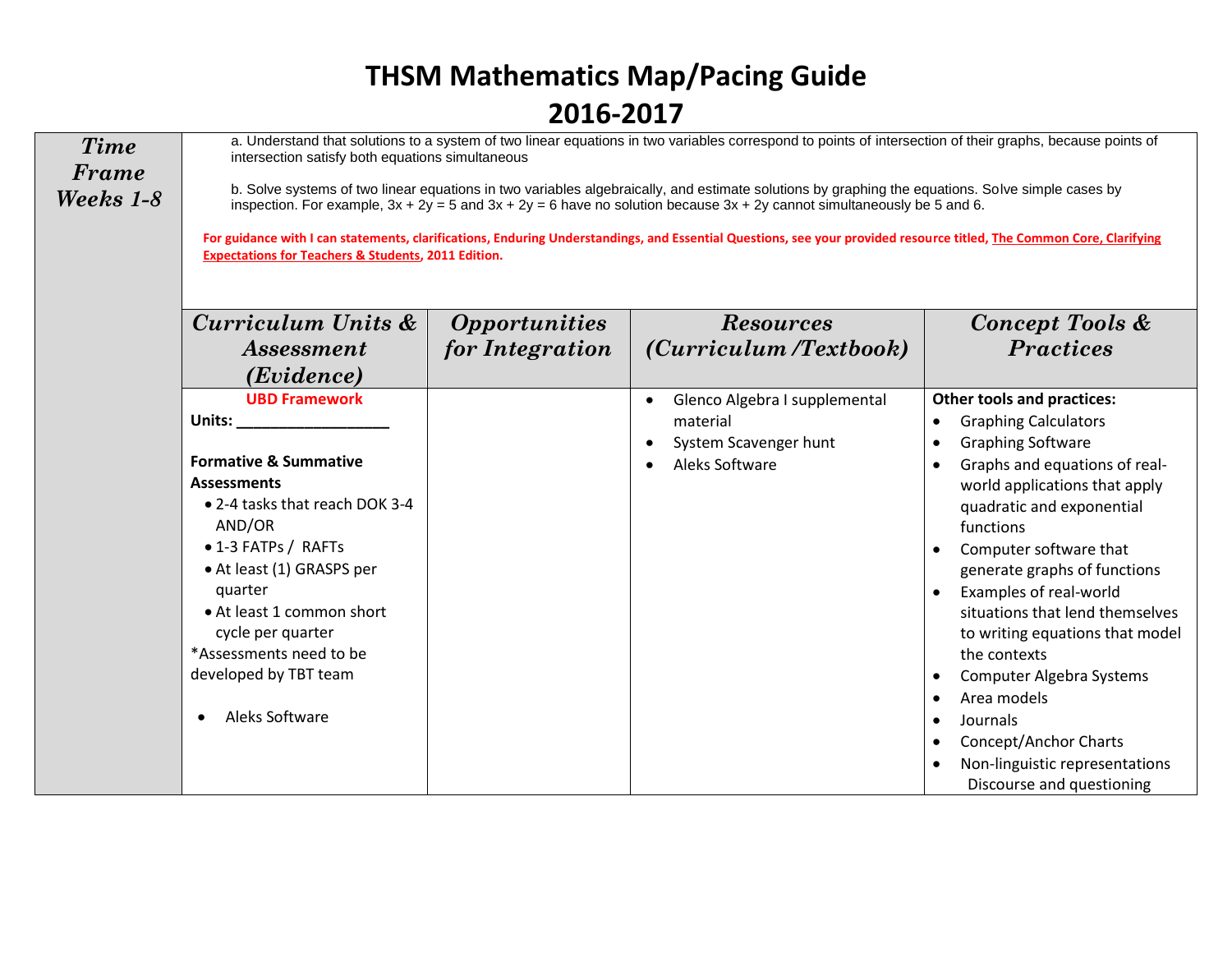# THSM Mathematics Map/Pacing Guide

# 2016-2017

| *Time Frame Weeks 1-8* | a. Understand that solutions to a system of two linear equations in two variables correspond to points of intersection of their graphs, because points of intersection satisfy both equations simultaneous<br><br>b. Solve systems of two linear equations in two variables algebraically, and estimate solutions by graphing the equations. Solve simple cases by inspection. For example, $3x + 2y = 5$ and $3x + 2y = 6$ have no solution because $3x + 2y$ cannot simultaneously be 5 and 6.<br><br>**For guidance with I can statements, clarifications, Enduring Understandings, and Essential Questions, see your provided resource titled, The Common Core, Clarifying Expectations for Teachers & Students, 2011 Edition.** | | | |
|---|---|---|---|---|
| | ***Curriculum Units & Assessment (Evidence)*** | ***Opportunities for Integration*** | ***Resources (Curriculum /Textbook)*** | ***Concept Tools & Practices*** |
| | **UBD Framework**<br>**Units: __________________**<br><br>**Formative & Summative Assessments**<br>• 2-4 tasks that reach DOK 3-4 AND/OR<br>• 1-3 FATPs / RAFTs<br>• At least (1) GRASPS per quarter<br>• At least 1 common short cycle per quarter<br>*Assessments need to be developed by TBT team<br><br>• Aleks Software | | • Glenco Algebra I supplemental material<br>• System Scavenger hunt<br>• Aleks Software | **Other tools and practices:**<br>• Graphing Calculators<br>• Graphing Software<br>• Graphs and equations of real-world applications that apply quadratic and exponential functions<br>• Computer software that generate graphs of functions<br>• Examples of real-world situations that lend themselves to writing equations that model the contexts<br>• Computer Algebra Systems<br>• Area models<br>• Journals<br>• Concept/Anchor Charts<br>• Non-linguistic representations Discourse and questioning |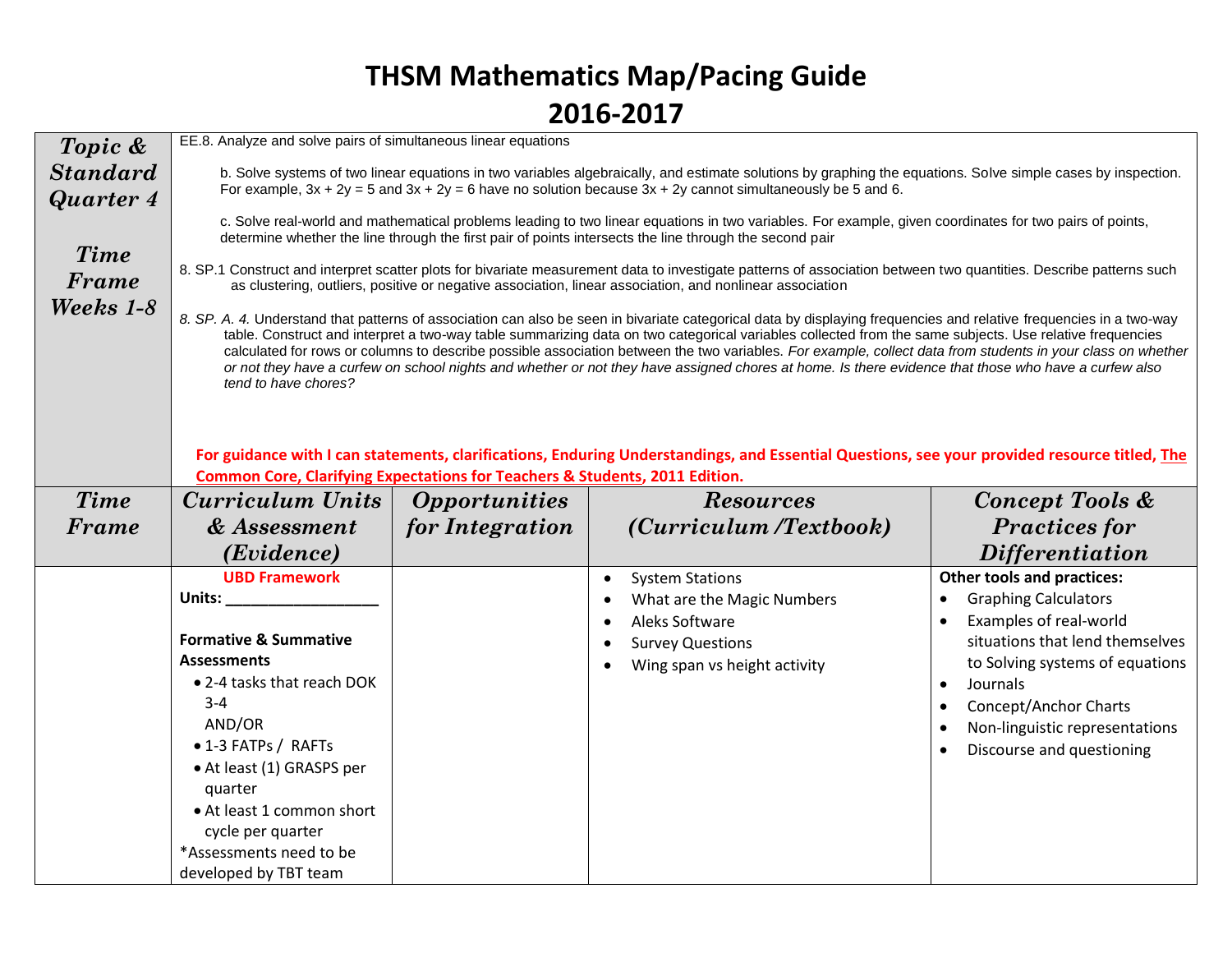# THSM Mathematics Map/Pacing Guide

## 2016-2017

| *Topic & Standard Quarter 4*<br><br>*Time Frame Weeks 1-8* | EE.8. Analyze and solve pairs of simultaneous linear equations<br><br>b. Solve systems of two linear equations in two variables algebraically, and estimate solutions by graphing the equations. Solve simple cases by inspection. For example, $3x + 2y = 5$ and $3x + 2y = 6$ have no solution because $3x + 2y$ cannot simultaneously be 5 and 6.<br><br>c. Solve real-world and mathematical problems leading to two linear equations in two variables. For example, given coordinates for two pairs of points, determine whether the line through the first pair of points intersects the line through the second pair<br><br>8. SP.1 Construct and interpret scatter plots for bivariate measurement data to investigate patterns of association between two quantities. Describe patterns such as clustering, outliers, positive or negative association, linear association, and nonlinear association<br><br>*8. SP. A. 4.* Understand that patterns of association can also be seen in bivariate categorical data by displaying frequencies and relative frequencies in a two-way table. Construct and interpret a two-way table summarizing data on two categorical variables collected from the same subjects. Use relative frequencies calculated for rows or columns to describe possible association between the two variables. *For example, collect data from students in your class on whether or not they have a curfew on school nights and whether or not they have assigned chores at home. Is there evidence that those who have a curfew also tend to have chores?*<br><br>**For guidance with I can statements, clarifications, Enduring Understandings, and Essential Questions, see your provided resource titled, <u>The Common Core, Clarifying Expectations for Teachers & Students</u>, 2011 Edition.** | | | |
|---|---|---|---|---|
| ***Time Frame*** | ***Curriculum Units & Assessment (Evidence)*** | ***Opportunities for Integration*** | ***Resources (Curriculum /Textbook)*** | ***Concept Tools & Practices for Differentiation*** |
| | **UBD Framework**<br>**Units: _________________**<br><br>**Formative & Summative Assessments**<br>• 2-4 tasks that reach DOK 3-4<br>AND/OR<br>• 1-3 FATPs / RAFTs<br>• At least (1) GRASPS per quarter<br>• At least 1 common short cycle per quarter<br>*Assessments need to be developed by TBT team | | • System Stations<br>• What are the Magic Numbers<br>• Aleks Software<br>• Survey Questions<br>• Wing span vs height activity | **Other tools and practices:**<br>• Graphing Calculators<br>• Examples of real-world situations that lend themselves to Solving systems of equations<br>• Journals<br>• Concept/Anchor Charts<br>• Non-linguistic representations<br>• Discourse and questioning |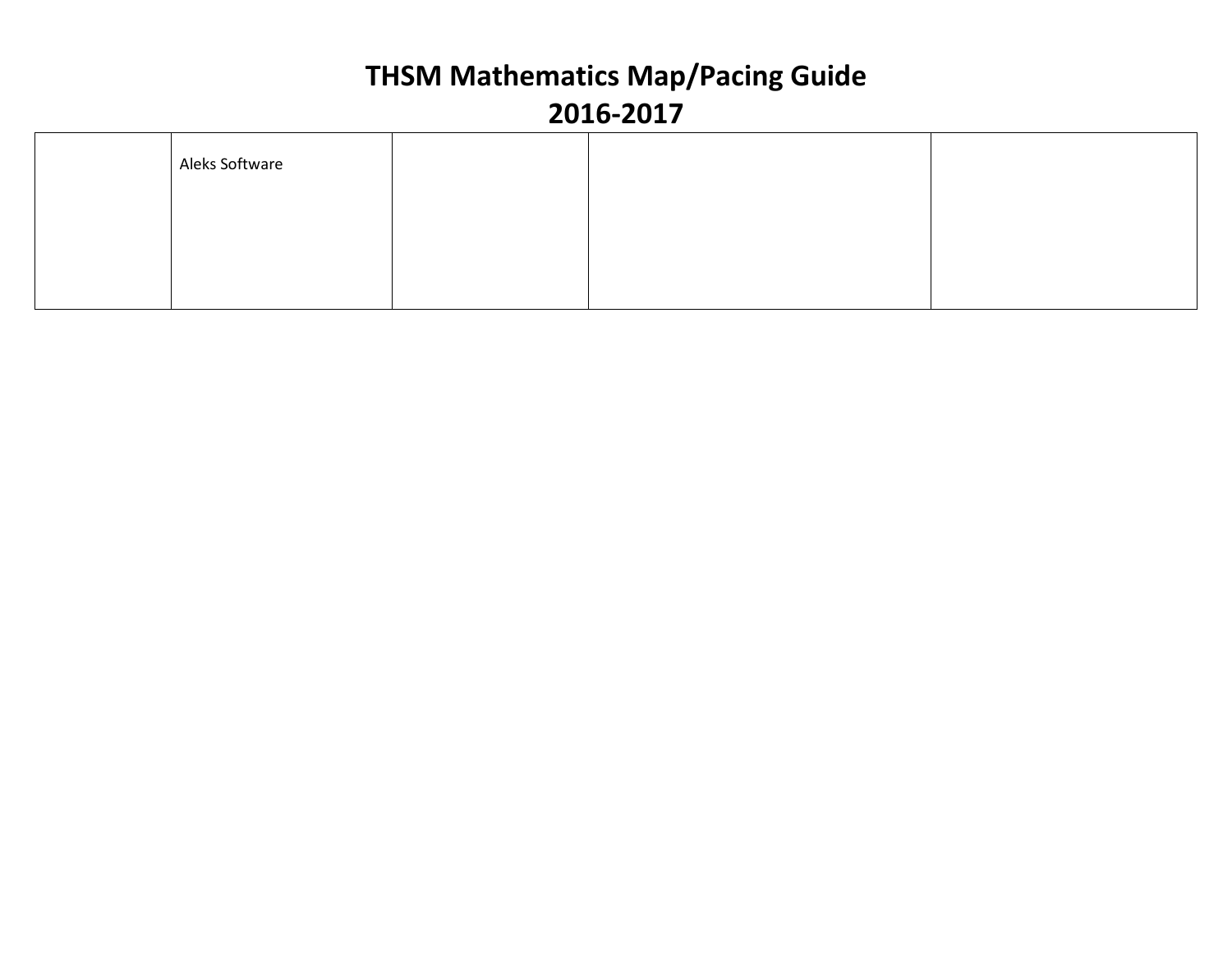# THSM Mathematics Map/Pacing Guide
# 2016-2017

| | | | | |
|---|---|---|---|---|
| | Aleks Software | | | |